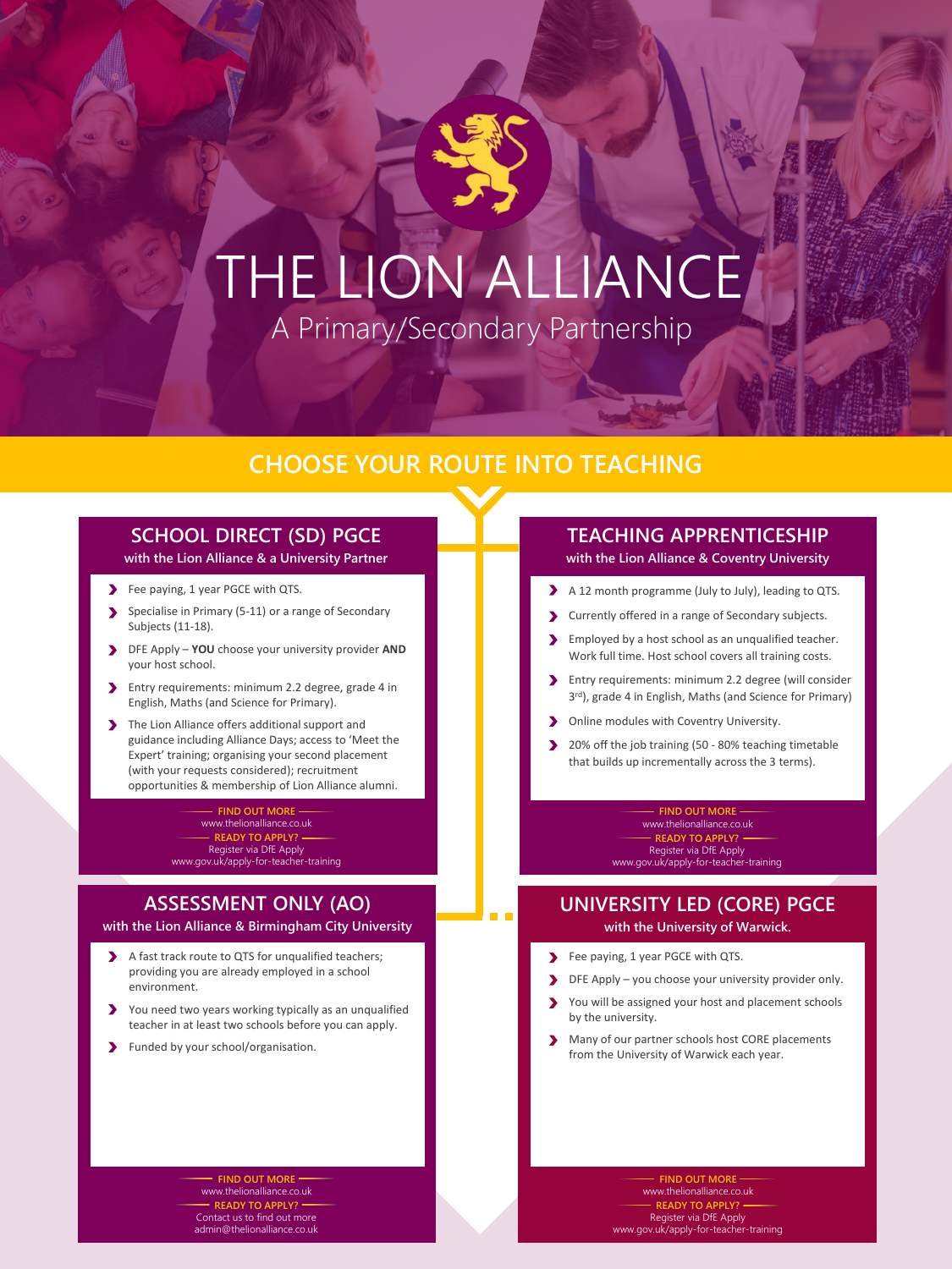# THE LION ALLIANCE

A Primary/Secondary Partnership

## CHOOSE YOUR ROUTE INTO TEACHING

### SCHOOL DIRECT (SD) PGCE

with the Lion Alliance & a University Partner

- Fee paying, 1 year PGCE with QTS.
- Specialise in Primary (5-11) or a range of Secondary Subjects (11-18).
- DFE Apply – **YOU** choose your university provider **AND** your host school.
- Entry requirements: minimum 2.2 degree, grade 4 in English, Maths (and Science for Primary).
- The Lion Alliance offers additional support and guidance including Alliance Days; access to 'Meet the Expert' training; organising your second placement (with your requests considered); recruitment opportunities & membership of Lion Alliance alumni.

**FIND OUT MORE**
www.thelionalliance.co.uk

**READY TO APPLY?**
Register via DfE Apply
www.gov.uk/apply-for-teacher-training

### TEACHING APPRENTICESHIP

with the Lion Alliance & Coventry University

- A 12 month programme (July to July), leading to QTS.
- Currently offered in a range of Secondary subjects.
- Employed by a host school as an unqualified teacher. Work full time. Host school covers all training costs.
- Entry requirements: minimum 2.2 degree (will consider 3rd), grade 4 in English, Maths (and Science for Primary)
- Online modules with Coventry University.
- 20% off the job training (50 - 80% teaching timetable that builds up incrementally across the 3 terms).

**FIND OUT MORE**
www.thelionalliance.co.uk

**READY TO APPLY?**
Register via DfE Apply
www.gov.uk/apply-for-teacher-training

### ASSESSMENT ONLY (AO)

with the Lion Alliance & Birmingham City University

- A fast track route to QTS for unqualified teachers; providing you are already employed in a school environment.
- You need two years working typically as an unqualified teacher in at least two schools before you can apply.
- Funded by your school/organisation.

**FIND OUT MORE**
www.thelionalliance.co.uk

**READY TO APPLY?**
Contact us to find out more
admin@thelionalliance.co.uk

### UNIVERSITY LED (CORE) PGCE

with the University of Warwick.

- Fee paying, 1 year PGCE with QTS.
- DFE Apply – you choose your university provider only.
- You will be assigned your host and placement schools by the university.
- Many of our partner schools host CORE placements from the University of Warwick each year.

**FIND OUT MORE**
www.thelionalliance.co.uk

**READY TO APPLY?**
Register via DfE Apply
www.gov.uk/apply-for-teacher-training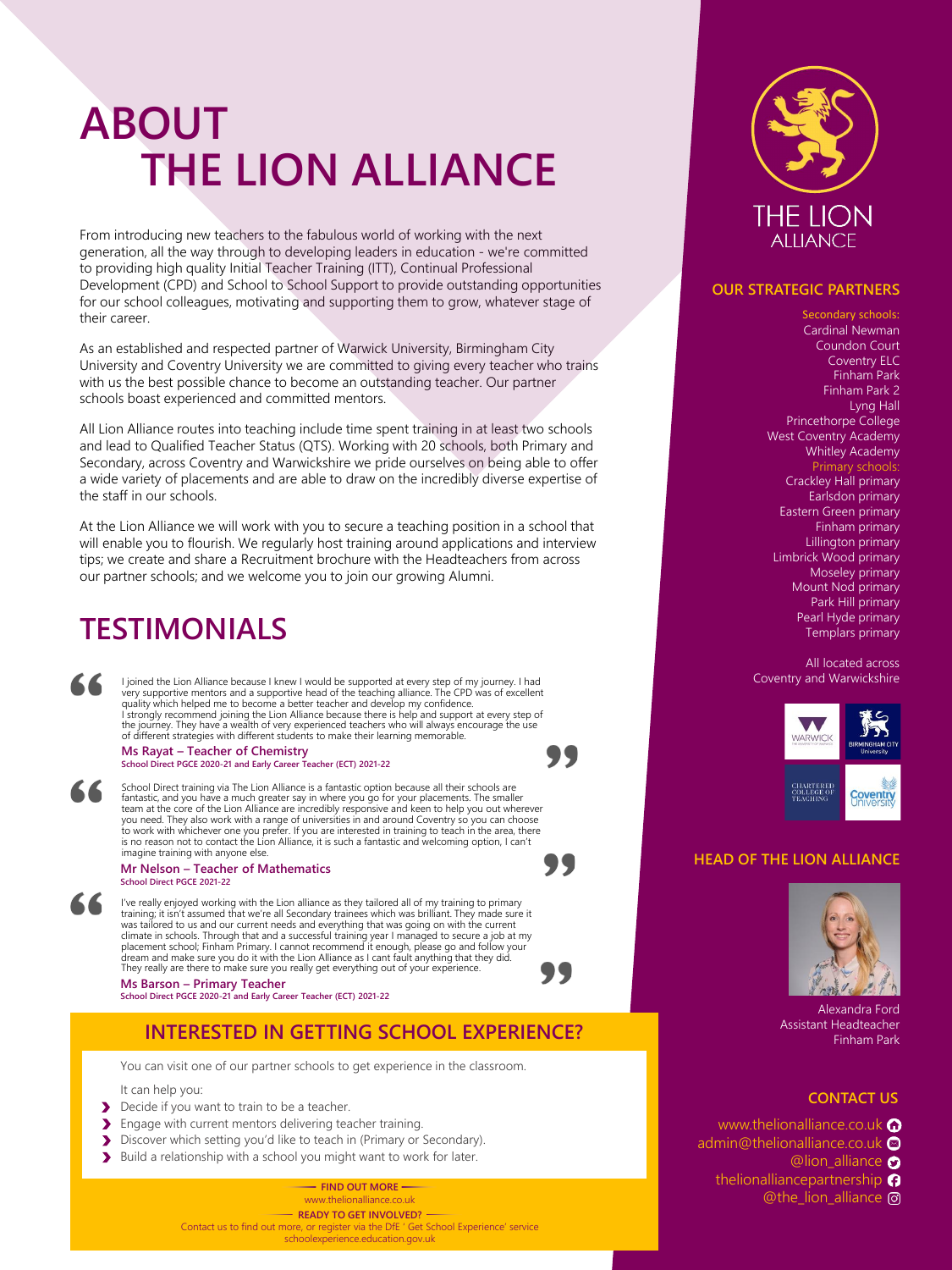# ABOUT THE LION ALLIANCE

From introducing new teachers to the fabulous world of working with the next generation, all the way through to developing leaders in education - we're committed to providing high quality Initial Teacher Training (ITT), Continual Professional Development (CPD) and School to School Support to provide outstanding opportunities for our school colleagues, motivating and supporting them to grow, whatever stage of their career.

As an established and respected partner of Warwick University, Birmingham City University and Coventry University we are committed to giving every teacher who trains with us the best possible chance to become an outstanding teacher. Our partner schools boast experienced and committed mentors.

All Lion Alliance routes into teaching include time spent training in at least two schools and lead to Qualified Teacher Status (QTS). Working with 20 schools, both Primary and Secondary, across Coventry and Warwickshire we pride ourselves on being able to offer a wide variety of placements and are able to draw on the incredibly diverse expertise of the staff in our schools.

At the Lion Alliance we will work with you to secure a teaching position in a school that will enable you to flourish. We regularly host training around applications and interview tips; we create and share a Recruitment brochure with the Headteachers from across our partner schools; and we welcome you to join our growing Alumni.

# TESTIMONIALS

"I joined the Lion Alliance because I knew I would be supported at every step of my journey. I had very supportive mentors and a supportive head of the teaching alliance. The CPD was of excellent quality which helped me to become a better teacher and develop my confidence.
I strongly recommend joining the Lion Alliance because there is help and support at every step of the journey. They have a wealth of very experienced teachers who will always encourage the use of different strategies with different students to make their learning memorable."

**Ms Rayat – Teacher of Chemistry**
**School Direct PGCE 2020-21 and Early Career Teacher (ECT) 2021-22**

"School Direct training via The Lion Alliance is a fantastic option because all their schools are fantastic, and you have a much greater say in where you go for your placements. The smaller team at the core of the Lion Alliance are incredibly responsive and keen to help you out wherever you need. They also work with a range of universities in and around Coventry so you can choose to work with whichever one you prefer. If you are interested in training to teach in the area, there is no reason not to contact the Lion Alliance, it is such a fantastic and welcoming option, I can't imagine training with anyone else."

**Mr Nelson – Teacher of Mathematics**
**School Direct PGCE 2021-22**

"I've really enjoyed working with the Lion alliance as they tailored all of my training to primary training; it isn't assumed that we're all Secondary trainees which was brilliant. They made sure it was tailored to us and our current needs and everything that was going on with the current climate in schools. Through that and a successful training year I managed to secure a job at my placement school; Finham Primary. I cannot recommend it enough, please go and follow your dream and make sure you do it with the Lion Alliance as I cant fault anything that they did. They really are there to make sure you really get everything out of your experience."

**Ms Barson – Primary Teacher**
**School Direct PGCE 2020-21 and Early Career Teacher (ECT) 2021-22**

## INTERESTED IN GETTING SCHOOL EXPERIENCE?

You can visit one of our partner schools to get experience in the classroom.

It can help you:

- Decide if you want to train to be a teacher.
- Engage with current mentors delivering teacher training.
- Discover which setting you'd like to teach in (Primary or Secondary).
- Build a relationship with a school you might want to work for later.

**FIND OUT MORE**
www.thelionalliance.co.uk

**READY TO GET INVOLVED?**
Contact us to find out more, or register via the DfE ' Get School Experience' service
schoolexperience.education.gov.uk

THE LION ALLIANCE

## OUR STRATEGIC PARTNERS

Secondary schools:
Cardinal Newman
Coundon Court
Coventry ELC
Finham Park
Finham Park 2
Lyng Hall
Princethorpe College
West Coventry Academy
Whitley Academy

Primary schools:
Crackley Hall primary
Earlsdon primary
Eastern Green primary
Finham primary
Lillington primary
Limbrick Wood primary
Moseley primary
Mount Nod primary
Park Hill primary
Pearl Hyde primary
Templars primary

All located across Coventry and Warwickshire

WARWICK | BIRMINGHAM CITY University | CHARTERED COLLEGE OF TEACHING | Coventry University

## HEAD OF THE LION ALLIANCE

Alexandra Ford
Assistant Headteacher
Finham Park

## CONTACT US

www.thelionalliance.co.uk
admin@thelionalliance.co.uk
@lion_alliance
thelionalliancepartnership
@the_lion_alliance